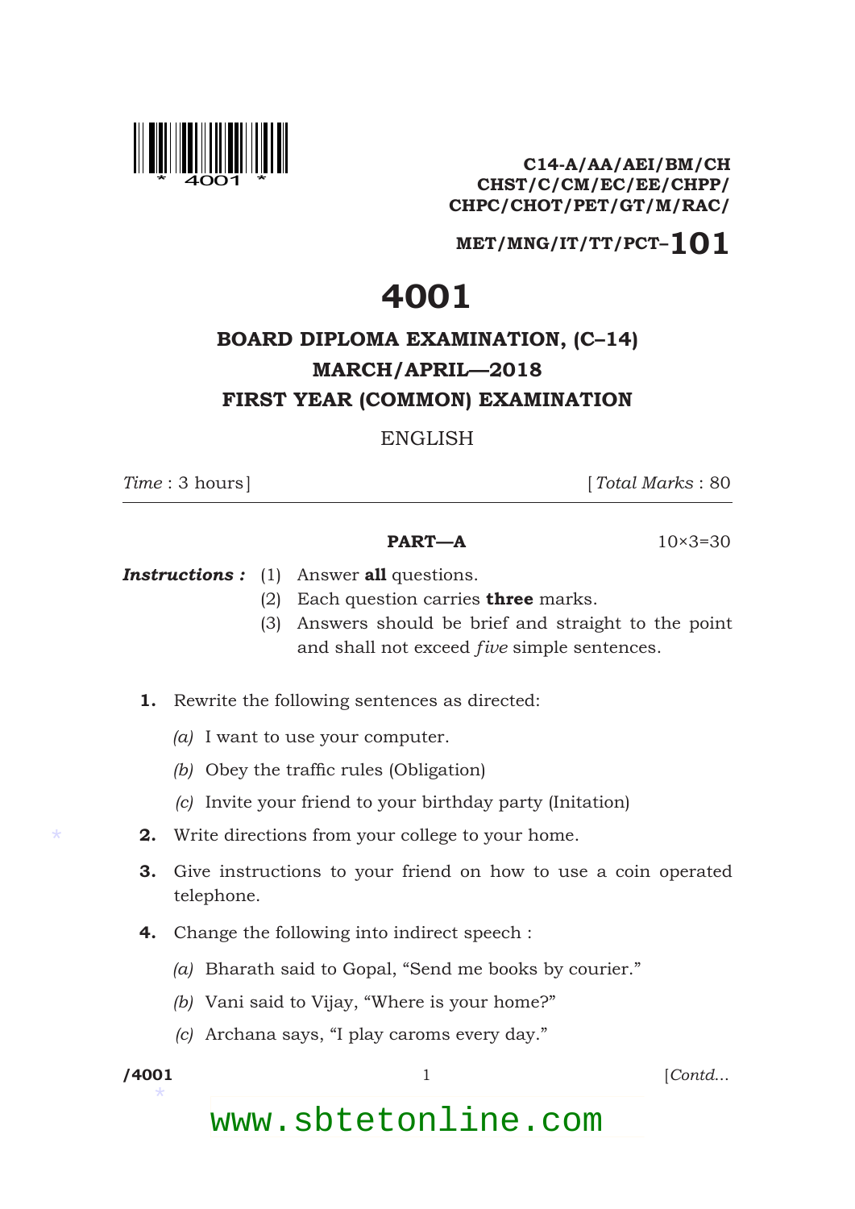C14-A/AA/AEI/BM/CH
CHST/C/CM/EC/EE/CHPP/
CHPC/CHOT/PET/GT/M/RAC/
MET/MNG/IT/TT/PCT–**101**

# 4001

## BOARD DIPLOMA EXAMINATION, (C–14)
## MARCH/APRIL—2018
## FIRST YEAR (COMMON) EXAMINATION

ENGLISH

*Time* : 3 hours] [*Total Marks* : 80

---

**PART—A** 10×3=30

***Instructions :*** (1) Answer **all** questions.
(2) Each question carries **three** marks.
(3) Answers should be brief and straight to the point and shall not exceed *five* simple sentences.

**1.** Rewrite the following sentences as directed:

*(a)* I want to use your computer.

*(b)* Obey the traffic rules (Obligation)

*(c)* Invite your friend to your birthday party (Initation)

**2.** Write directions from your college to your home.

**3.** Give instructions to your friend on how to use a coin operated telephone.

**4.** Change the following into indirect speech :

*(a)* Bharath said to Gopal, "Send me books by courier."

*(b)* Vani said to Vijay, "Where is your home?"

*(c)* Archana says, "I play caroms every day."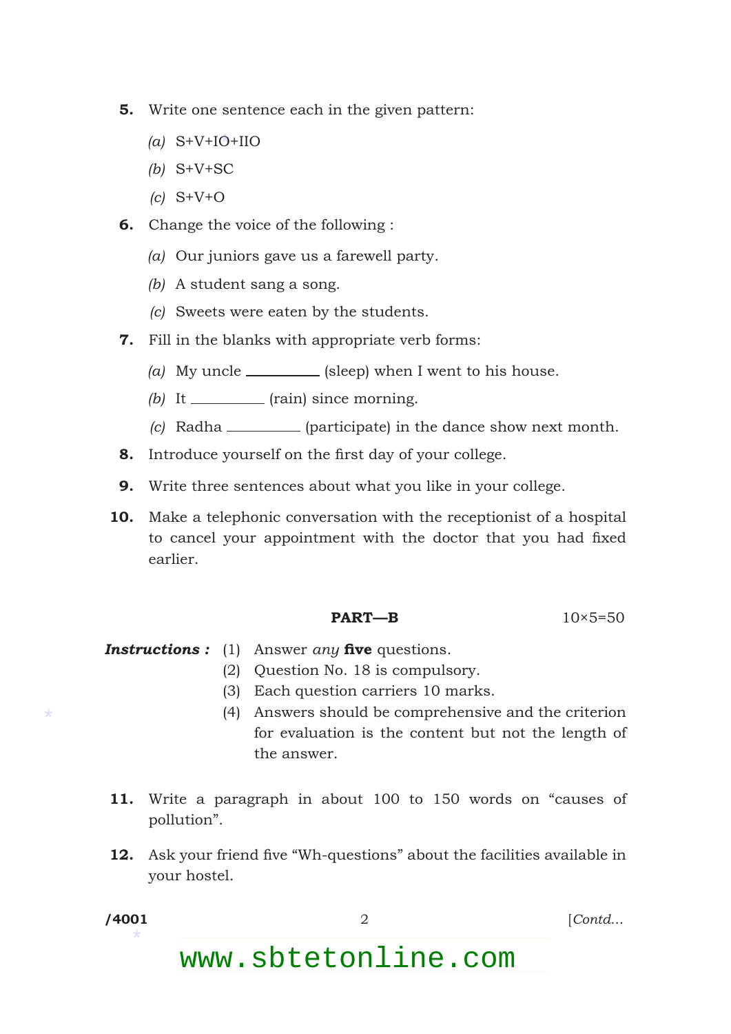**5.** Write one sentence each in the given pattern:

*(a)* S+V+IO+IIO

*(b)* S+V+SC

*(c)* S+V+O

**6.** Change the voice of the following :

*(a)* Our juniors gave us a farewell party.

*(b)* A student sang a song.

*(c)* Sweets were eaten by the students.

**7.** Fill in the blanks with appropriate verb forms:

*(a)* My uncle __________ (sleep) when I went to his house.

*(b)* It __________ (rain) since morning.

*(c)* Radha __________ (participate) in the dance show next month.

**8.** Introduce yourself on the first day of your college.

**9.** Write three sentences about what you like in your college.

**10.** Make a telephonic conversation with the receptionist of a hospital to cancel your appointment with the doctor that you had fixed earlier.

## PART—B

10×5=50

***Instructions :*** (1) Answer *any* **five** questions.

(2) Question No. 18 is compulsory.

(3) Each question carriers 10 marks.

(4) Answers should be comprehensive and the criterion for evaluation is the content but not the length of the answer.

**11.** Write a paragraph in about 100 to 150 words on "causes of pollution".

**12.** Ask your friend five "Wh-questions" about the facilities available in your hostel.

/4001 [Contd...

www.sbtetonline.com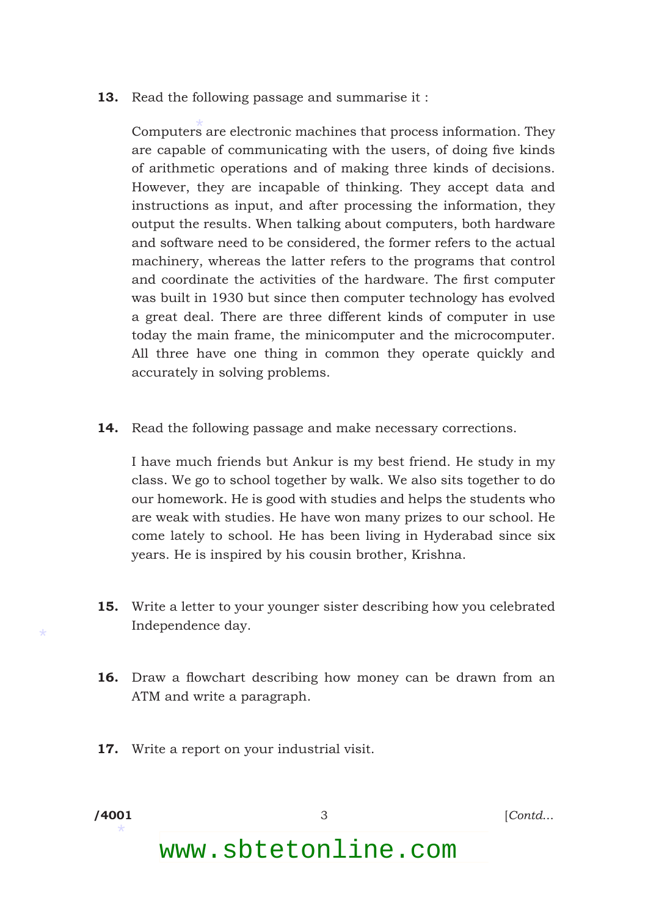**13.** Read the following passage and summarise it :

Computers are electronic machines that process information. They are capable of communicating with the users, of doing five kinds of arithmetic operations and of making three kinds of decisions. However, they are incapable of thinking. They accept data and instructions as input, and after processing the information, they output the results. When talking about computers, both hardware and software need to be considered, the former refers to the actual machinery, whereas the latter refers to the programs that control and coordinate the activities of the hardware. The first computer was built in 1930 but since then computer technology has evolved a great deal. There are three different kinds of computer in use today the main frame, the minicomputer and the microcomputer. All three have one thing in common they operate quickly and accurately in solving problems.

**14.** Read the following passage and make necessary corrections.

I have much friends but Ankur is my best friend. He study in my class. We go to school together by walk. We also sits together to do our homework. He is good with studies and helps the students who are weak with studies. He have won many prizes to our school. He come lately to school. He has been living in Hyderabad since six years. He is inspired by his cousin brother, Krishna.

**15.** Write a letter to your younger sister describing how you celebrated Independence day.

**16.** Draw a flowchart describing how money can be drawn from an ATM and write a paragraph.

**17.** Write a report on your industrial visit.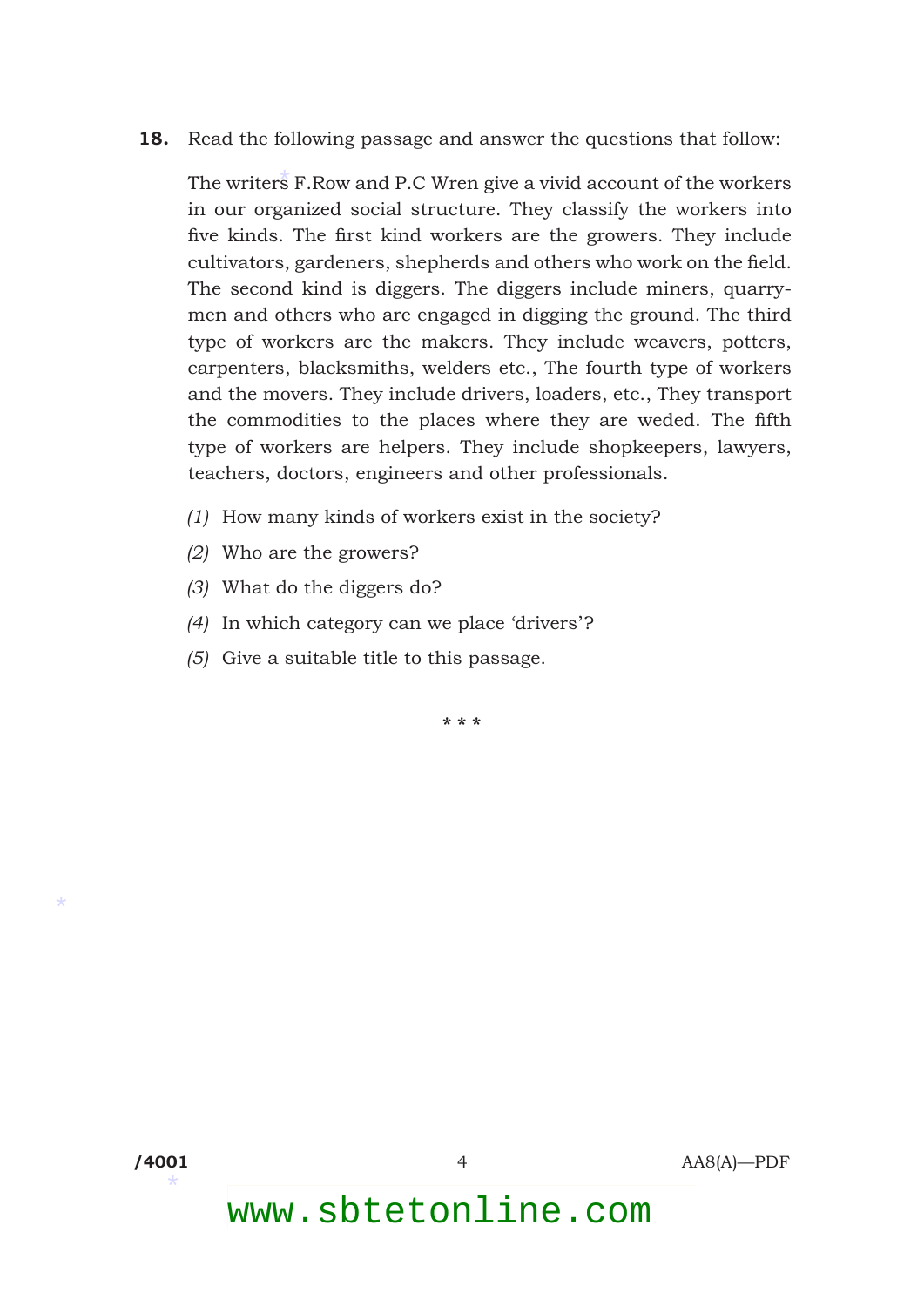**18.** Read the following passage and answer the questions that follow:

The writers F.Row and P.C Wren give a vivid account of the workers in our organized social structure. They classify the workers into five kinds. The first kind workers are the growers. They include cultivators, gardeners, shepherds and others who work on the field. The second kind is diggers. The diggers include miners, quarry-men and others who are engaged in digging the ground. The third type of workers are the makers. They include weavers, potters, carpenters, blacksmiths, welders etc., The fourth type of workers and the movers. They include drivers, loaders, etc., They transport the commodities to the places where they are weded. The fifth type of workers are helpers. They include shopkeepers, lawyers, teachers, doctors, engineers and other professionals.

*(1)* How many kinds of workers exist in the society?

*(2)* Who are the growers?

*(3)* What do the diggers do?

*(4)* In which category can we place 'drivers'?

*(5)* Give a suitable title to this passage.

* * *

/4001 AA8(A)—PDF

www.sbtetonline.com